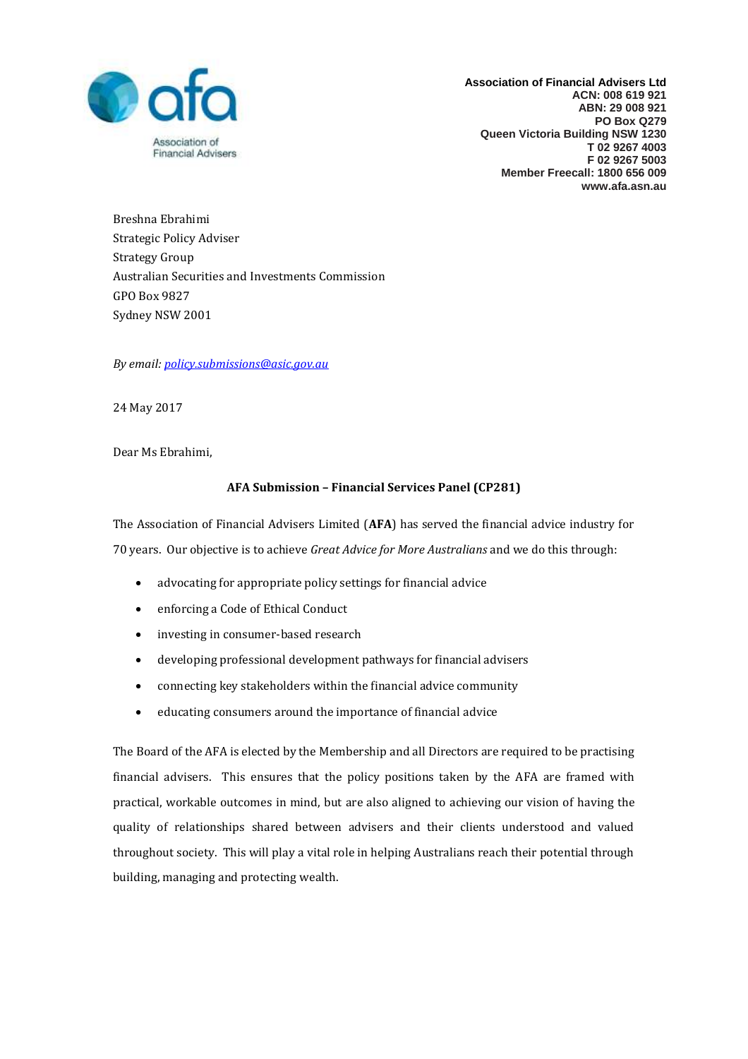Association of Financial Advisers

**Association of Financial Advisers Ltd**
**ACN: 008 619 921**
**ABN: 29 008 921**
**PO Box Q279**
**Queen Victoria Building NSW 1230**
**T 02 9267 4003**
**F 02 9267 5003**
**Member Freecall: 1800 656 009**
**www.afa.asn.au**

Breshna Ebrahimi
Strategic Policy Adviser
Strategy Group
Australian Securities and Investments Commission
GPO Box 9827
Sydney NSW 2001

*By email: policy.submissions@asic.gov.au*

24 May 2017

Dear Ms Ebrahimi,

**AFA Submission – Financial Services Panel (CP281)**

The Association of Financial Advisers Limited (**AFA**) has served the financial advice industry for 70 years. Our objective is to achieve *Great Advice for More Australians* and we do this through:

- advocating for appropriate policy settings for financial advice
- enforcing a Code of Ethical Conduct
- investing in consumer-based research
- developing professional development pathways for financial advisers
- connecting key stakeholders within the financial advice community
- educating consumers around the importance of financial advice

The Board of the AFA is elected by the Membership and all Directors are required to be practising financial advisers. This ensures that the policy positions taken by the AFA are framed with practical, workable outcomes in mind, but are also aligned to achieving our vision of having the quality of relationships shared between advisers and their clients understood and valued throughout society. This will play a vital role in helping Australians reach their potential through building, managing and protecting wealth.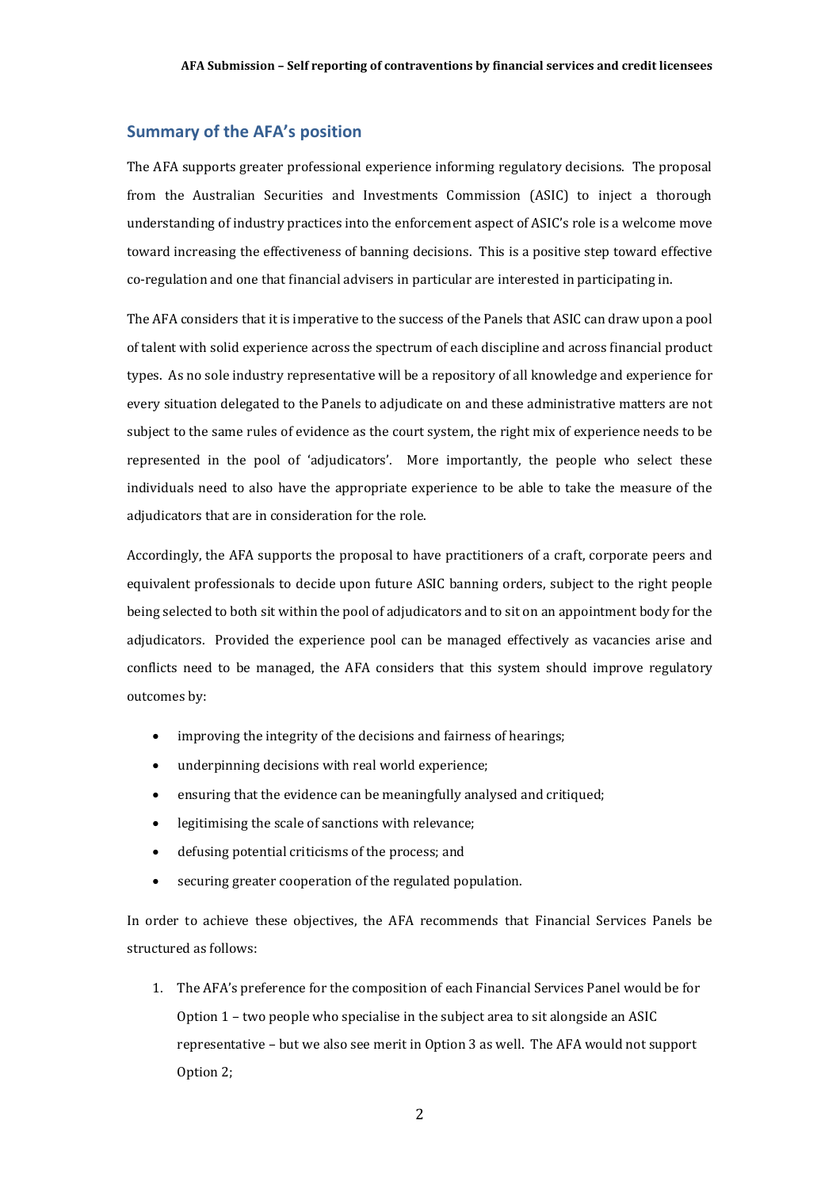## Summary of the AFA's position

The AFA supports greater professional experience informing regulatory decisions. The proposal from the Australian Securities and Investments Commission (ASIC) to inject a thorough understanding of industry practices into the enforcement aspect of ASIC's role is a welcome move toward increasing the effectiveness of banning decisions. This is a positive step toward effective co-regulation and one that financial advisers in particular are interested in participating in.

The AFA considers that it is imperative to the success of the Panels that ASIC can draw upon a pool of talent with solid experience across the spectrum of each discipline and across financial product types. As no sole industry representative will be a repository of all knowledge and experience for every situation delegated to the Panels to adjudicate on and these administrative matters are not subject to the same rules of evidence as the court system, the right mix of experience needs to be represented in the pool of 'adjudicators'. More importantly, the people who select these individuals need to also have the appropriate experience to be able to take the measure of the adjudicators that are in consideration for the role.

Accordingly, the AFA supports the proposal to have practitioners of a craft, corporate peers and equivalent professionals to decide upon future ASIC banning orders, subject to the right people being selected to both sit within the pool of adjudicators and to sit on an appointment body for the adjudicators. Provided the experience pool can be managed effectively as vacancies arise and conflicts need to be managed, the AFA considers that this system should improve regulatory outcomes by:

- improving the integrity of the decisions and fairness of hearings;
- underpinning decisions with real world experience;
- ensuring that the evidence can be meaningfully analysed and critiqued;
- legitimising the scale of sanctions with relevance;
- defusing potential criticisms of the process; and
- securing greater cooperation of the regulated population.

In order to achieve these objectives, the AFA recommends that Financial Services Panels be structured as follows:

1. The AFA's preference for the composition of each Financial Services Panel would be for Option 1 – two people who specialise in the subject area to sit alongside an ASIC representative – but we also see merit in Option 3 as well. The AFA would not support Option 2;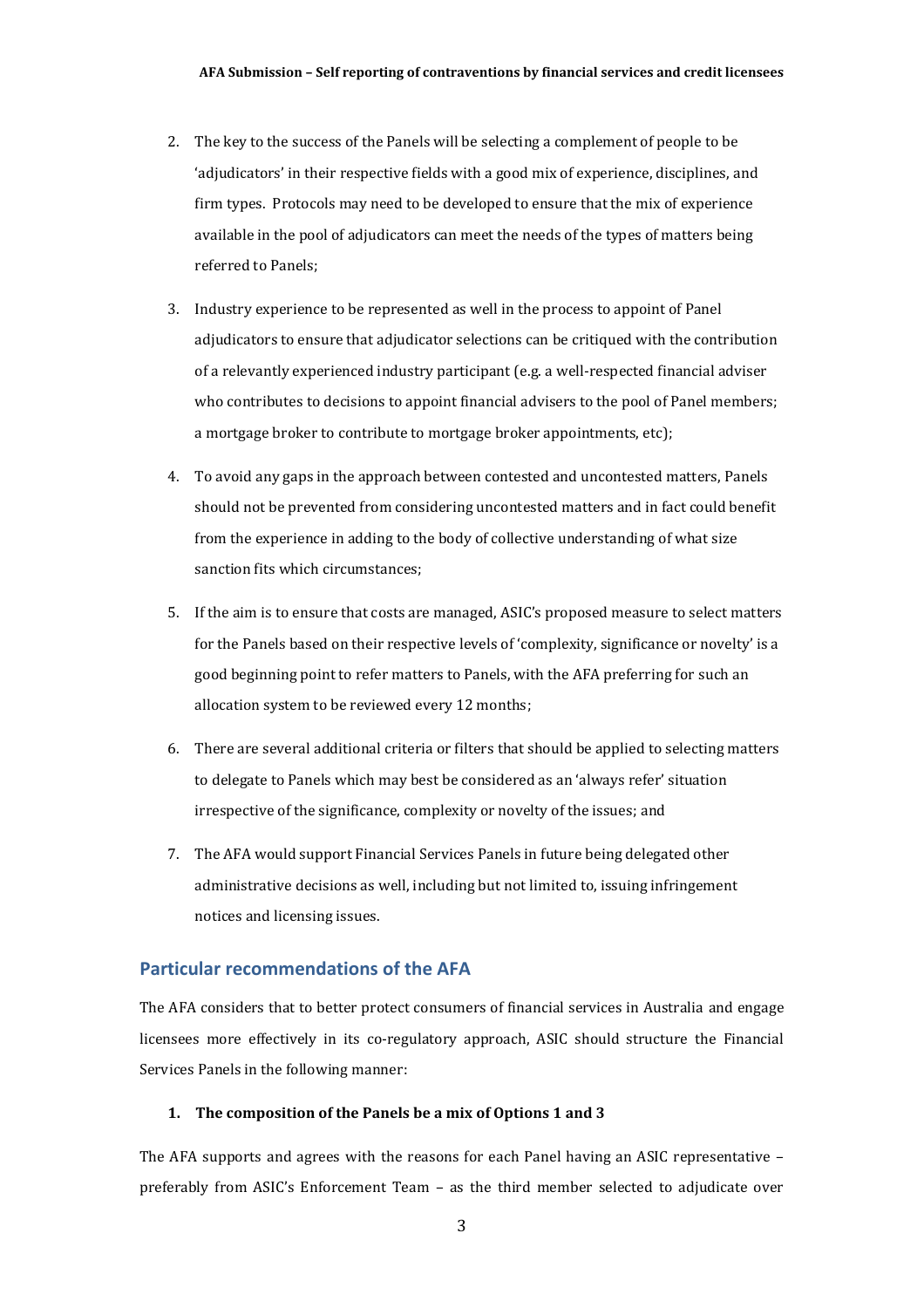2. The key to the success of the Panels will be selecting a complement of people to be 'adjudicators' in their respective fields with a good mix of experience, disciplines, and firm types. Protocols may need to be developed to ensure that the mix of experience available in the pool of adjudicators can meet the needs of the types of matters being referred to Panels;

3. Industry experience to be represented as well in the process to appoint of Panel adjudicators to ensure that adjudicator selections can be critiqued with the contribution of a relevantly experienced industry participant (e.g. a well-respected financial adviser who contributes to decisions to appoint financial advisers to the pool of Panel members; a mortgage broker to contribute to mortgage broker appointments, etc);

4. To avoid any gaps in the approach between contested and uncontested matters, Panels should not be prevented from considering uncontested matters and in fact could benefit from the experience in adding to the body of collective understanding of what size sanction fits which circumstances;

5. If the aim is to ensure that costs are managed, ASIC's proposed measure to select matters for the Panels based on their respective levels of 'complexity, significance or novelty' is a good beginning point to refer matters to Panels, with the AFA preferring for such an allocation system to be reviewed every 12 months;

6. There are several additional criteria or filters that should be applied to selecting matters to delegate to Panels which may best be considered as an 'always refer' situation irrespective of the significance, complexity or novelty of the issues; and

7. The AFA would support Financial Services Panels in future being delegated other administrative decisions as well, including but not limited to, issuing infringement notices and licensing issues.

## Particular recommendations of the AFA

The AFA considers that to better protect consumers of financial services in Australia and engage licensees more effectively in its co-regulatory approach, ASIC should structure the Financial Services Panels in the following manner:

### 1. The composition of the Panels be a mix of Options 1 and 3

The AFA supports and agrees with the reasons for each Panel having an ASIC representative – preferably from ASIC's Enforcement Team – as the third member selected to adjudicate over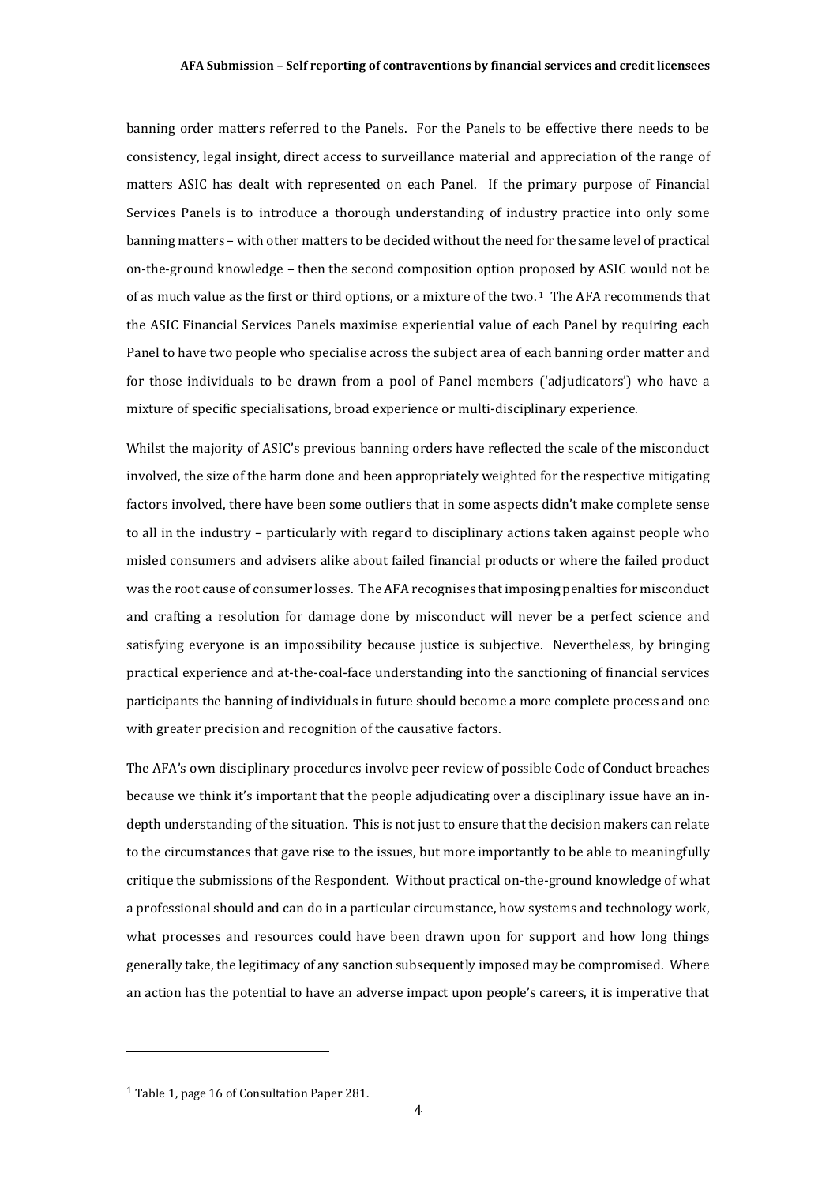banning order matters referred to the Panels. For the Panels to be effective there needs to be consistency, legal insight, direct access to surveillance material and appreciation of the range of matters ASIC has dealt with represented on each Panel. If the primary purpose of Financial Services Panels is to introduce a thorough understanding of industry practice into only some banning matters – with other matters to be decided without the need for the same level of practical on-the-ground knowledge – then the second composition option proposed by ASIC would not be of as much value as the first or third options, or a mixture of the two.[1] The AFA recommends that the ASIC Financial Services Panels maximise experiential value of each Panel by requiring each Panel to have two people who specialise across the subject area of each banning order matter and for those individuals to be drawn from a pool of Panel members ('adjudicators') who have a mixture of specific specialisations, broad experience or multi-disciplinary experience.

Whilst the majority of ASIC's previous banning orders have reflected the scale of the misconduct involved, the size of the harm done and been appropriately weighted for the respective mitigating factors involved, there have been some outliers that in some aspects didn't make complete sense to all in the industry – particularly with regard to disciplinary actions taken against people who misled consumers and advisers alike about failed financial products or where the failed product was the root cause of consumer losses. The AFA recognises that imposing penalties for misconduct and crafting a resolution for damage done by misconduct will never be a perfect science and satisfying everyone is an impossibility because justice is subjective. Nevertheless, by bringing practical experience and at-the-coal-face understanding into the sanctioning of financial services participants the banning of individuals in future should become a more complete process and one with greater precision and recognition of the causative factors.

The AFA's own disciplinary procedures involve peer review of possible Code of Conduct breaches because we think it's important that the people adjudicating over a disciplinary issue have an in-depth understanding of the situation. This is not just to ensure that the decision makers can relate to the circumstances that gave rise to the issues, but more importantly to be able to meaningfully critique the submissions of the Respondent. Without practical on-the-ground knowledge of what a professional should and can do in a particular circumstance, how systems and technology work, what processes and resources could have been drawn upon for support and how long things generally take, the legitimacy of any sanction subsequently imposed may be compromised. Where an action has the potential to have an adverse impact upon people's careers, it is imperative that

---

[1] Table 1, page 16 of Consultation Paper 281.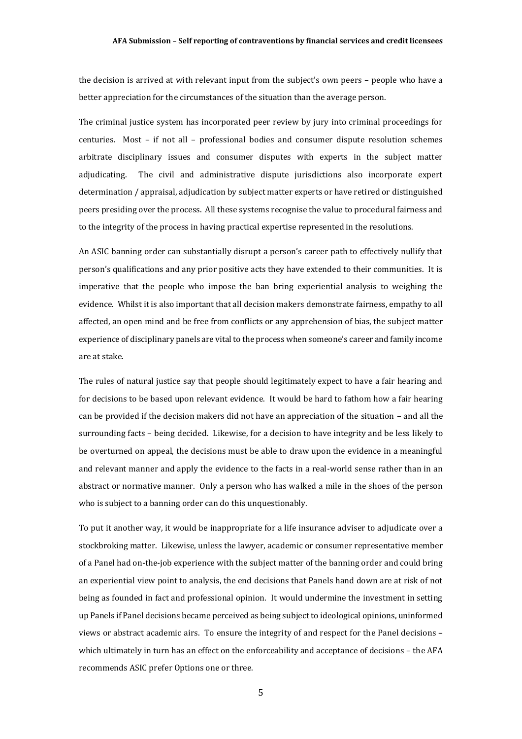the decision is arrived at with relevant input from the subject's own peers – people who have a better appreciation for the circumstances of the situation than the average person.

The criminal justice system has incorporated peer review by jury into criminal proceedings for centuries. Most – if not all – professional bodies and consumer dispute resolution schemes arbitrate disciplinary issues and consumer disputes with experts in the subject matter adjudicating. The civil and administrative dispute jurisdictions also incorporate expert determination / appraisal, adjudication by subject matter experts or have retired or distinguished peers presiding over the process. All these systems recognise the value to procedural fairness and to the integrity of the process in having practical expertise represented in the resolutions.

An ASIC banning order can substantially disrupt a person's career path to effectively nullify that person's qualifications and any prior positive acts they have extended to their communities. It is imperative that the people who impose the ban bring experiential analysis to weighing the evidence. Whilst it is also important that all decision makers demonstrate fairness, empathy to all affected, an open mind and be free from conflicts or any apprehension of bias, the subject matter experience of disciplinary panels are vital to the process when someone's career and family income are at stake.

The rules of natural justice say that people should legitimately expect to have a fair hearing and for decisions to be based upon relevant evidence. It would be hard to fathom how a fair hearing can be provided if the decision makers did not have an appreciation of the situation – and all the surrounding facts – being decided. Likewise, for a decision to have integrity and be less likely to be overturned on appeal, the decisions must be able to draw upon the evidence in a meaningful and relevant manner and apply the evidence to the facts in a real-world sense rather than in an abstract or normative manner. Only a person who has walked a mile in the shoes of the person who is subject to a banning order can do this unquestionably.

To put it another way, it would be inappropriate for a life insurance adviser to adjudicate over a stockbroking matter. Likewise, unless the lawyer, academic or consumer representative member of a Panel had on-the-job experience with the subject matter of the banning order and could bring an experiential view point to analysis, the end decisions that Panels hand down are at risk of not being as founded in fact and professional opinion. It would undermine the investment in setting up Panels if Panel decisions became perceived as being subject to ideological opinions, uninformed views or abstract academic airs. To ensure the integrity of and respect for the Panel decisions – which ultimately in turn has an effect on the enforceability and acceptance of decisions – the AFA recommends ASIC prefer Options one or three.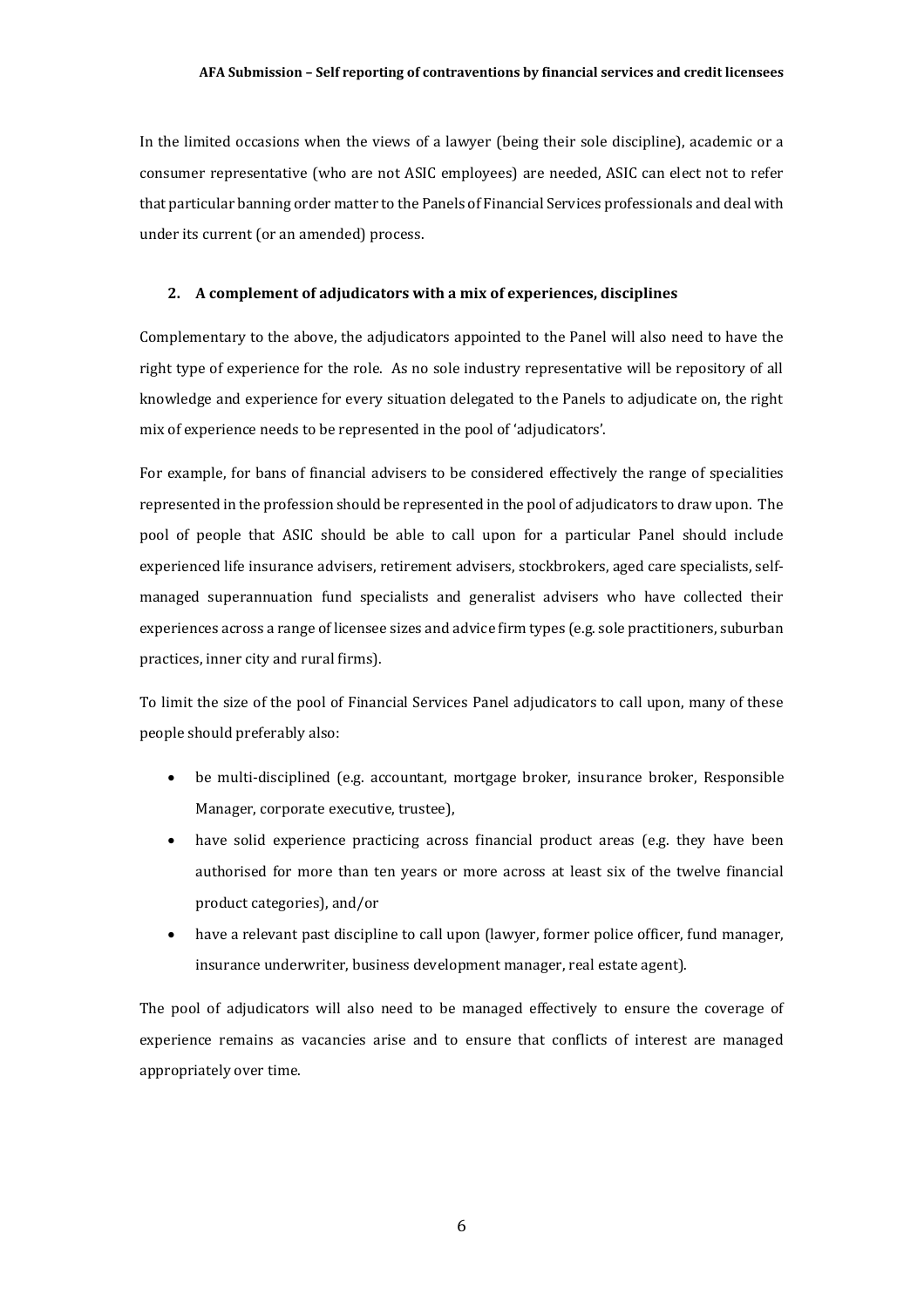In the limited occasions when the views of a lawyer (being their sole discipline), academic or a consumer representative (who are not ASIC employees) are needed, ASIC can elect not to refer that particular banning order matter to the Panels of Financial Services professionals and deal with under its current (or an amended) process.

**2. A complement of adjudicators with a mix of experiences, disciplines**

Complementary to the above, the adjudicators appointed to the Panel will also need to have the right type of experience for the role. As no sole industry representative will be repository of all knowledge and experience for every situation delegated to the Panels to adjudicate on, the right mix of experience needs to be represented in the pool of 'adjudicators'.

For example, for bans of financial advisers to be considered effectively the range of specialities represented in the profession should be represented in the pool of adjudicators to draw upon. The pool of people that ASIC should be able to call upon for a particular Panel should include experienced life insurance advisers, retirement advisers, stockbrokers, aged care specialists, self-managed superannuation fund specialists and generalist advisers who have collected their experiences across a range of licensee sizes and advice firm types (e.g. sole practitioners, suburban practices, inner city and rural firms).

To limit the size of the pool of Financial Services Panel adjudicators to call upon, many of these people should preferably also:

- be multi-disciplined (e.g. accountant, mortgage broker, insurance broker, Responsible Manager, corporate executive, trustee),
- have solid experience practicing across financial product areas (e.g. they have been authorised for more than ten years or more across at least six of the twelve financial product categories), and/or
- have a relevant past discipline to call upon (lawyer, former police officer, fund manager, insurance underwriter, business development manager, real estate agent).

The pool of adjudicators will also need to be managed effectively to ensure the coverage of experience remains as vacancies arise and to ensure that conflicts of interest are managed appropriately over time.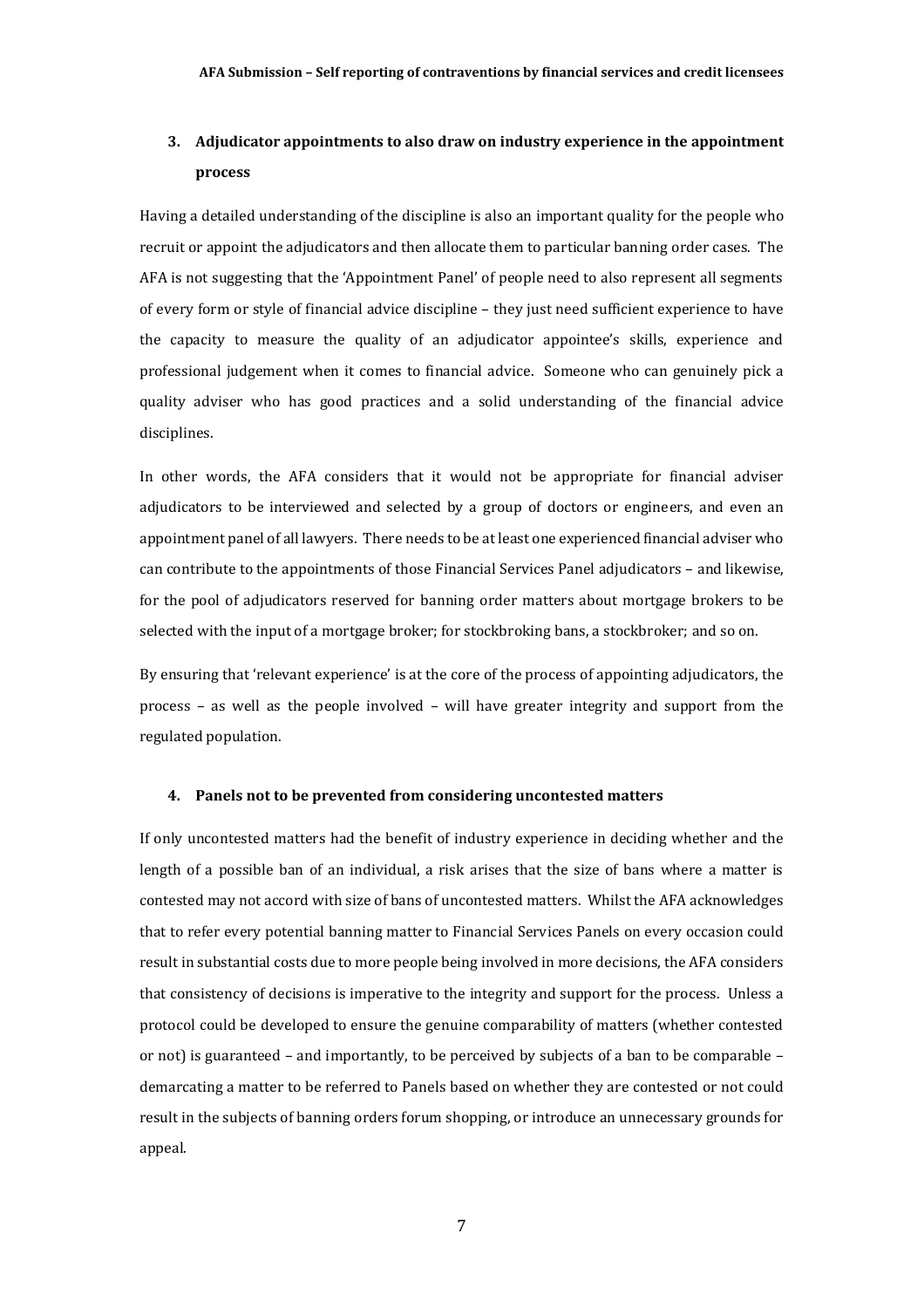## 3. Adjudicator appointments to also draw on industry experience in the appointment process

Having a detailed understanding of the discipline is also an important quality for the people who recruit or appoint the adjudicators and then allocate them to particular banning order cases. The AFA is not suggesting that the 'Appointment Panel' of people need to also represent all segments of every form or style of financial advice discipline – they just need sufficient experience to have the capacity to measure the quality of an adjudicator appointee's skills, experience and professional judgement when it comes to financial advice. Someone who can genuinely pick a quality adviser who has good practices and a solid understanding of the financial advice disciplines.

In other words, the AFA considers that it would not be appropriate for financial adviser adjudicators to be interviewed and selected by a group of doctors or engineers, and even an appointment panel of all lawyers. There needs to be at least one experienced financial adviser who can contribute to the appointments of those Financial Services Panel adjudicators – and likewise, for the pool of adjudicators reserved for banning order matters about mortgage brokers to be selected with the input of a mortgage broker; for stockbroking bans, a stockbroker; and so on.

By ensuring that 'relevant experience' is at the core of the process of appointing adjudicators, the process – as well as the people involved – will have greater integrity and support from the regulated population.

## 4. Panels not to be prevented from considering uncontested matters

If only uncontested matters had the benefit of industry experience in deciding whether and the length of a possible ban of an individual, a risk arises that the size of bans where a matter is contested may not accord with size of bans of uncontested matters. Whilst the AFA acknowledges that to refer every potential banning matter to Financial Services Panels on every occasion could result in substantial costs due to more people being involved in more decisions, the AFA considers that consistency of decisions is imperative to the integrity and support for the process. Unless a protocol could be developed to ensure the genuine comparability of matters (whether contested or not) is guaranteed – and importantly, to be perceived by subjects of a ban to be comparable – demarcating a matter to be referred to Panels based on whether they are contested or not could result in the subjects of banning orders forum shopping, or introduce an unnecessary grounds for appeal.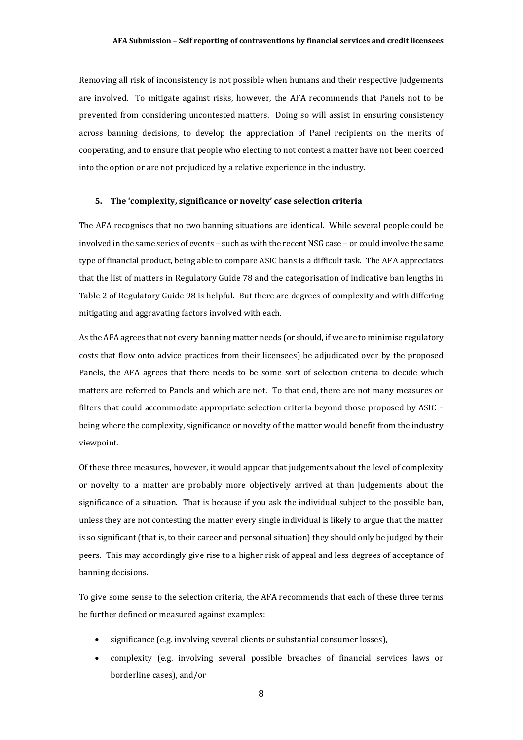Removing all risk of inconsistency is not possible when humans and their respective judgements are involved. To mitigate against risks, however, the AFA recommends that Panels not to be prevented from considering uncontested matters. Doing so will assist in ensuring consistency across banning decisions, to develop the appreciation of Panel recipients on the merits of cooperating, and to ensure that people who electing to not contest a matter have not been coerced into the option or are not prejudiced by a relative experience in the industry.

### 5. The 'complexity, significance or novelty' case selection criteria

The AFA recognises that no two banning situations are identical. While several people could be involved in the same series of events – such as with the recent NSG case – or could involve the same type of financial product, being able to compare ASIC bans is a difficult task. The AFA appreciates that the list of matters in Regulatory Guide 78 and the categorisation of indicative ban lengths in Table 2 of Regulatory Guide 98 is helpful. But there are degrees of complexity and with differing mitigating and aggravating factors involved with each.

As the AFA agrees that not every banning matter needs (or should, if we are to minimise regulatory costs that flow onto advice practices from their licensees) be adjudicated over by the proposed Panels, the AFA agrees that there needs to be some sort of selection criteria to decide which matters are referred to Panels and which are not. To that end, there are not many measures or filters that could accommodate appropriate selection criteria beyond those proposed by ASIC – being where the complexity, significance or novelty of the matter would benefit from the industry viewpoint.

Of these three measures, however, it would appear that judgements about the level of complexity or novelty to a matter are probably more objectively arrived at than judgements about the significance of a situation. That is because if you ask the individual subject to the possible ban, unless they are not contesting the matter every single individual is likely to argue that the matter is so significant (that is, to their career and personal situation) they should only be judged by their peers. This may accordingly give rise to a higher risk of appeal and less degrees of acceptance of banning decisions.

To give some sense to the selection criteria, the AFA recommends that each of these three terms be further defined or measured against examples:

- significance (e.g. involving several clients or substantial consumer losses),
- complexity (e.g. involving several possible breaches of financial services laws or borderline cases), and/or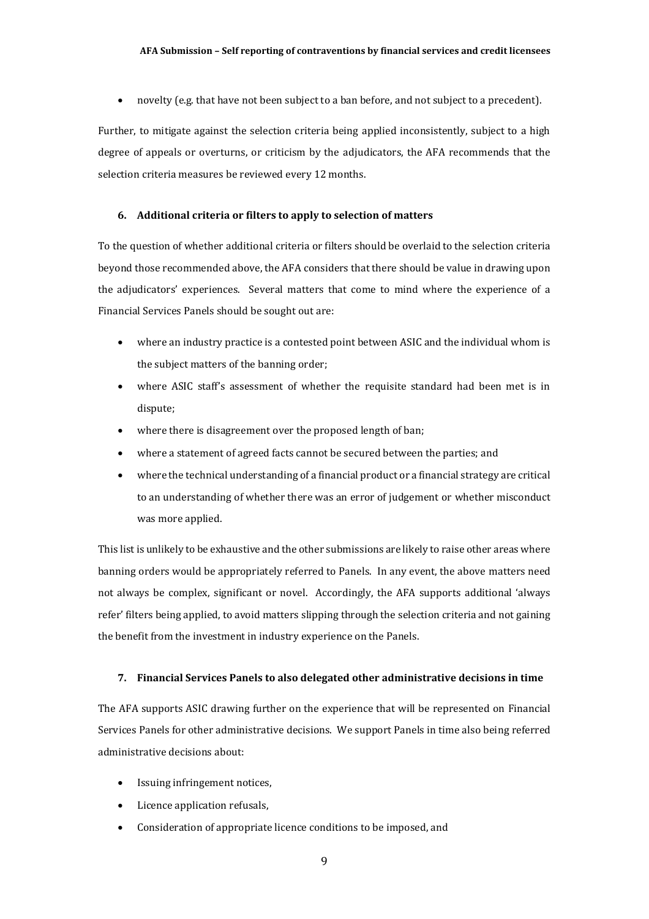- novelty (e.g. that have not been subject to a ban before, and not subject to a precedent).

Further, to mitigate against the selection criteria being applied inconsistently, subject to a high degree of appeals or overturns, or criticism by the adjudicators, the AFA recommends that the selection criteria measures be reviewed every 12 months.

## 6. Additional criteria or filters to apply to selection of matters

To the question of whether additional criteria or filters should be overlaid to the selection criteria beyond those recommended above, the AFA considers that there should be value in drawing upon the adjudicators' experiences. Several matters that come to mind where the experience of a Financial Services Panels should be sought out are:

- where an industry practice is a contested point between ASIC and the individual whom is the subject matters of the banning order;
- where ASIC staff's assessment of whether the requisite standard had been met is in dispute;
- where there is disagreement over the proposed length of ban;
- where a statement of agreed facts cannot be secured between the parties; and
- where the technical understanding of a financial product or a financial strategy are critical to an understanding of whether there was an error of judgement or whether misconduct was more applied.

This list is unlikely to be exhaustive and the other submissions are likely to raise other areas where banning orders would be appropriately referred to Panels. In any event, the above matters need not always be complex, significant or novel. Accordingly, the AFA supports additional 'always refer' filters being applied, to avoid matters slipping through the selection criteria and not gaining the benefit from the investment in industry experience on the Panels.

## 7. Financial Services Panels to also delegated other administrative decisions in time

The AFA supports ASIC drawing further on the experience that will be represented on Financial Services Panels for other administrative decisions. We support Panels in time also being referred administrative decisions about:

- Issuing infringement notices,
- Licence application refusals,
- Consideration of appropriate licence conditions to be imposed, and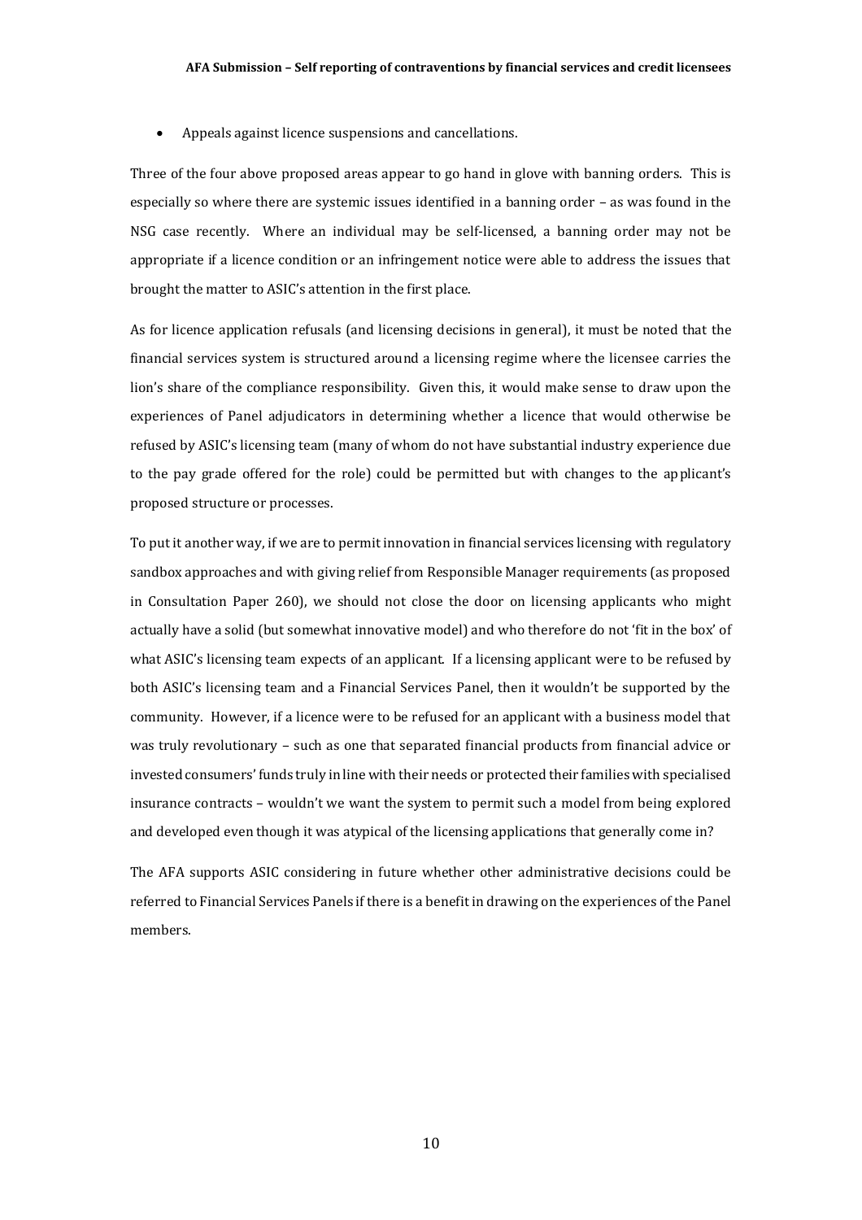- Appeals against licence suspensions and cancellations.

Three of the four above proposed areas appear to go hand in glove with banning orders. This is especially so where there are systemic issues identified in a banning order – as was found in the NSG case recently. Where an individual may be self-licensed, a banning order may not be appropriate if a licence condition or an infringement notice were able to address the issues that brought the matter to ASIC's attention in the first place.

As for licence application refusals (and licensing decisions in general), it must be noted that the financial services system is structured around a licensing regime where the licensee carries the lion's share of the compliance responsibility. Given this, it would make sense to draw upon the experiences of Panel adjudicators in determining whether a licence that would otherwise be refused by ASIC's licensing team (many of whom do not have substantial industry experience due to the pay grade offered for the role) could be permitted but with changes to the applicant's proposed structure or processes.

To put it another way, if we are to permit innovation in financial services licensing with regulatory sandbox approaches and with giving relief from Responsible Manager requirements (as proposed in Consultation Paper 260), we should not close the door on licensing applicants who might actually have a solid (but somewhat innovative model) and who therefore do not 'fit in the box' of what ASIC's licensing team expects of an applicant. If a licensing applicant were to be refused by both ASIC's licensing team and a Financial Services Panel, then it wouldn't be supported by the community. However, if a licence were to be refused for an applicant with a business model that was truly revolutionary – such as one that separated financial products from financial advice or invested consumers' funds truly in line with their needs or protected their families with specialised insurance contracts – wouldn't we want the system to permit such a model from being explored and developed even though it was atypical of the licensing applications that generally come in?

The AFA supports ASIC considering in future whether other administrative decisions could be referred to Financial Services Panels if there is a benefit in drawing on the experiences of the Panel members.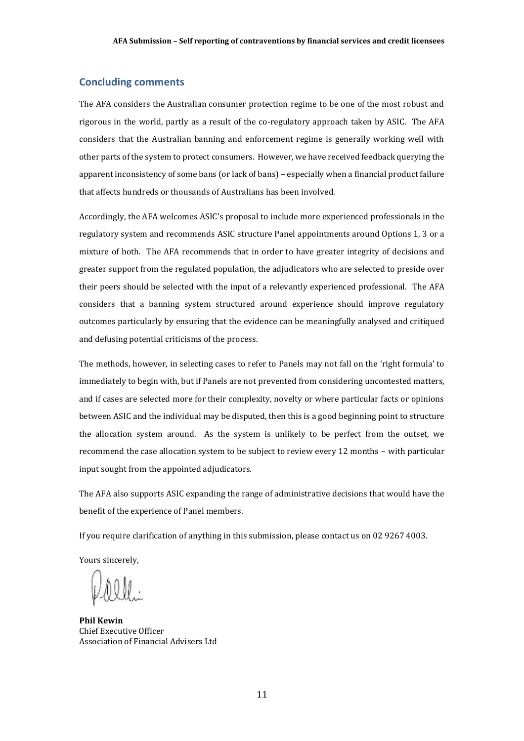## Concluding comments

The AFA considers the Australian consumer protection regime to be one of the most robust and rigorous in the world, partly as a result of the co-regulatory approach taken by ASIC. The AFA considers that the Australian banning and enforcement regime is generally working well with other parts of the system to protect consumers. However, we have received feedback querying the apparent inconsistency of some bans (or lack of bans) – especially when a financial product failure that affects hundreds or thousands of Australians has been involved.

Accordingly, the AFA welcomes ASIC's proposal to include more experienced professionals in the regulatory system and recommends ASIC structure Panel appointments around Options 1, 3 or a mixture of both. The AFA recommends that in order to have greater integrity of decisions and greater support from the regulated population, the adjudicators who are selected to preside over their peers should be selected with the input of a relevantly experienced professional. The AFA considers that a banning system structured around experience should improve regulatory outcomes particularly by ensuring that the evidence can be meaningfully analysed and critiqued and defusing potential criticisms of the process.

The methods, however, in selecting cases to refer to Panels may not fall on the 'right formula' to immediately to begin with, but if Panels are not prevented from considering uncontested matters, and if cases are selected more for their complexity, novelty or where particular facts or opinions between ASIC and the individual may be disputed, then this is a good beginning point to structure the allocation system around. As the system is unlikely to be perfect from the outset, we recommend the case allocation system to be subject to review every 12 months – with particular input sought from the appointed adjudicators.

The AFA also supports ASIC expanding the range of administrative decisions that would have the benefit of the experience of Panel members.

If you require clarification of anything in this submission, please contact us on 02 9267 4003.

Yours sincerely,

**Phil Kewin**
Chief Executive Officer
Association of Financial Advisers Ltd